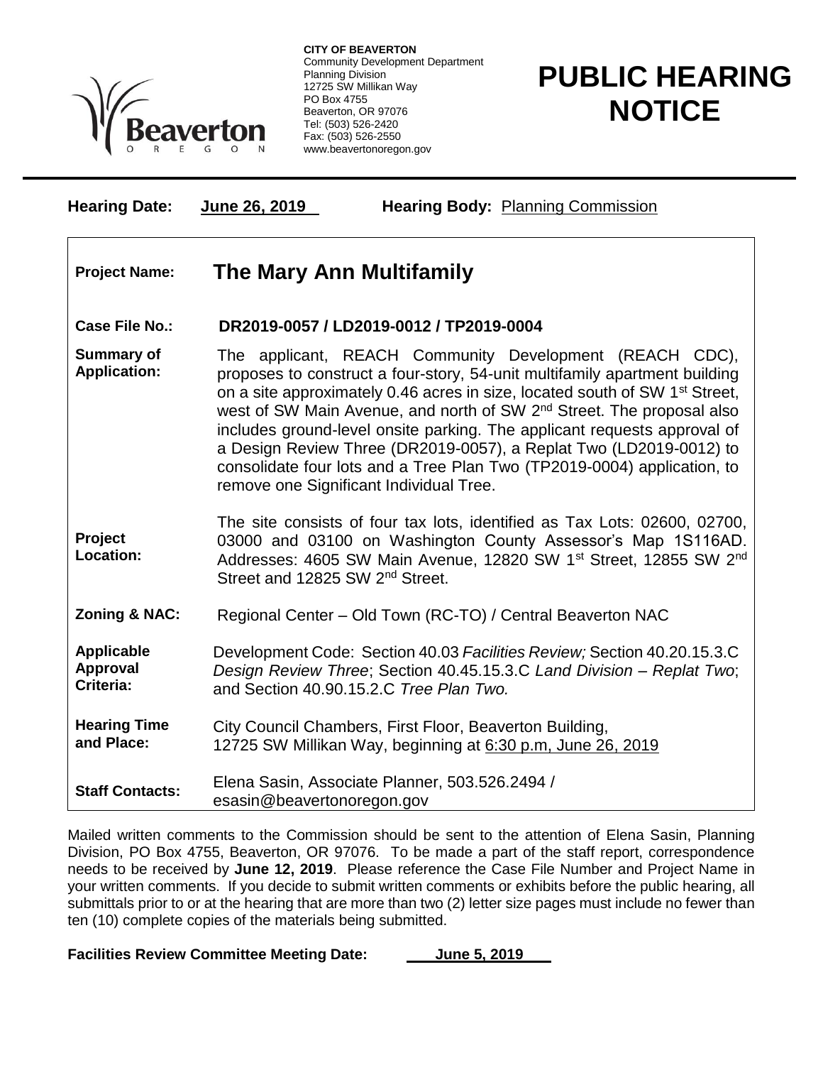**CITY OF BEAVERTON**
Community Development Department
Planning Division
12725 SW Millikan Way
PO Box 4755
Beaverton, OR 97076
Tel: (503) 526-2420
Fax: (503) 526-2550
www.beavertonoregon.gov

# PUBLIC HEARING NOTICE

**Hearing Date:** June 26, 2019 **Hearing Body:** Planning Commission

| | |
|---|---|
| **Project Name:** | **The Mary Ann Multifamily** |
| **Case File No.:** | **DR2019-0057 / LD2019-0012 / TP2019-0004** |
| **Summary of Application:** | The applicant, REACH Community Development (REACH CDC), proposes to construct a four-story, 54-unit multifamily apartment building on a site approximately 0.46 acres in size, located south of SW 1st Street, west of SW Main Avenue, and north of SW 2nd Street. The proposal also includes ground-level onsite parking. The applicant requests approval of a Design Review Three (DR2019-0057), a Replat Two (LD2019-0012) to consolidate four lots and a Tree Plan Two (TP2019-0004) application, to remove one Significant Individual Tree. |
| **Project Location:** | The site consists of four tax lots, identified as Tax Lots: 02600, 02700, 03000 and 03100 on Washington County Assessor's Map 1S116AD. Addresses: 4605 SW Main Avenue, 12820 SW 1st Street, 12855 SW 2nd Street and 12825 SW 2nd Street. |
| **Zoning & NAC:** | Regional Center – Old Town (RC-TO) / Central Beaverton NAC |
| **Applicable Approval Criteria:** | Development Code: Section 40.03 *Facilities Review;* Section 40.20.15.3.C *Design Review Three*; Section 40.45.15.3.C *Land Division – Replat Two*; and Section 40.90.15.2.C *Tree Plan Two.* |
| **Hearing Time and Place:** | City Council Chambers, First Floor, Beaverton Building, 12725 SW Millikan Way, beginning at 6:30 p.m, June 26, 2019 |
| **Staff Contacts:** | Elena Sasin, Associate Planner, 503.526.2494 / esasin@beavertonoregon.gov |

Mailed written comments to the Commission should be sent to the attention of Elena Sasin, Planning Division, PO Box 4755, Beaverton, OR 97076. To be made a part of the staff report, correspondence needs to be received by **June 12, 2019**. Please reference the Case File Number and Project Name in your written comments. If you decide to submit written comments or exhibits before the public hearing, all submittals prior to or at the hearing that are more than two (2) letter size pages must include no fewer than ten (10) complete copies of the materials being submitted.

**Facilities Review Committee Meeting Date: June 5, 2019**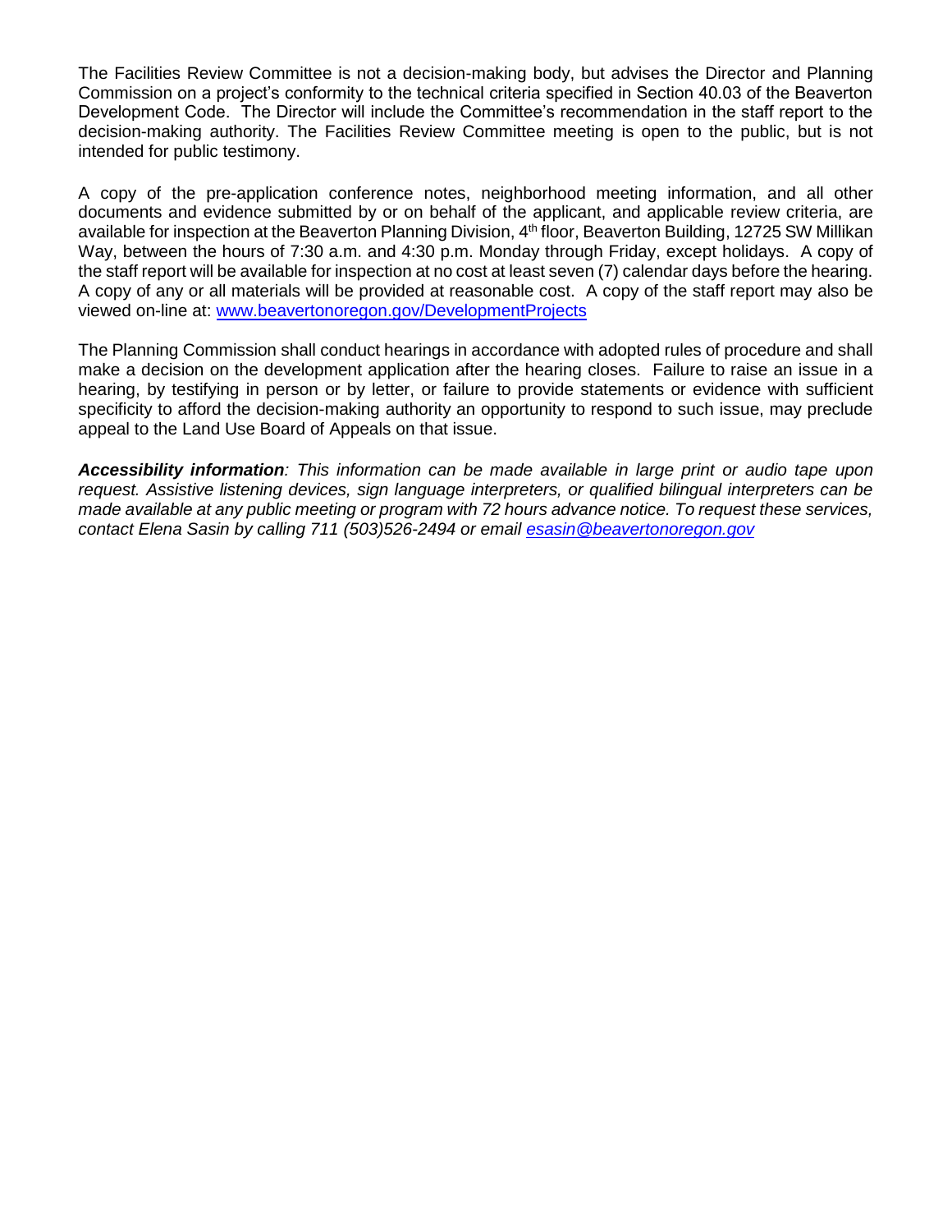The Facilities Review Committee is not a decision-making body, but advises the Director and Planning Commission on a project's conformity to the technical criteria specified in Section 40.03 of the Beaverton Development Code. The Director will include the Committee's recommendation in the staff report to the decision-making authority. The Facilities Review Committee meeting is open to the public, but is not intended for public testimony.

A copy of the pre-application conference notes, neighborhood meeting information, and all other documents and evidence submitted by or on behalf of the applicant, and applicable review criteria, are available for inspection at the Beaverton Planning Division, 4th floor, Beaverton Building, 12725 SW Millikan Way, between the hours of 7:30 a.m. and 4:30 p.m. Monday through Friday, except holidays. A copy of the staff report will be available for inspection at no cost at least seven (7) calendar days before the hearing. A copy of any or all materials will be provided at reasonable cost. A copy of the staff report may also be viewed on-line at: [www.beavertonoregon.gov/DevelopmentProjects](http://www.beavertonoregon.gov/DevelopmentProjects)

The Planning Commission shall conduct hearings in accordance with adopted rules of procedure and shall make a decision on the development application after the hearing closes. Failure to raise an issue in a hearing, by testifying in person or by letter, or failure to provide statements or evidence with sufficient specificity to afford the decision-making authority an opportunity to respond to such issue, may preclude appeal to the Land Use Board of Appeals on that issue.

***Accessibility information****: This information can be made available in large print or audio tape upon request. Assistive listening devices, sign language interpreters, or qualified bilingual interpreters can be made available at any public meeting or program with 72 hours advance notice. To request these services, contact Elena Sasin by calling 711 (503)526-2494 or email [esasin@beavertonoregon.gov](mailto:esasin@beavertonoregon.gov)*